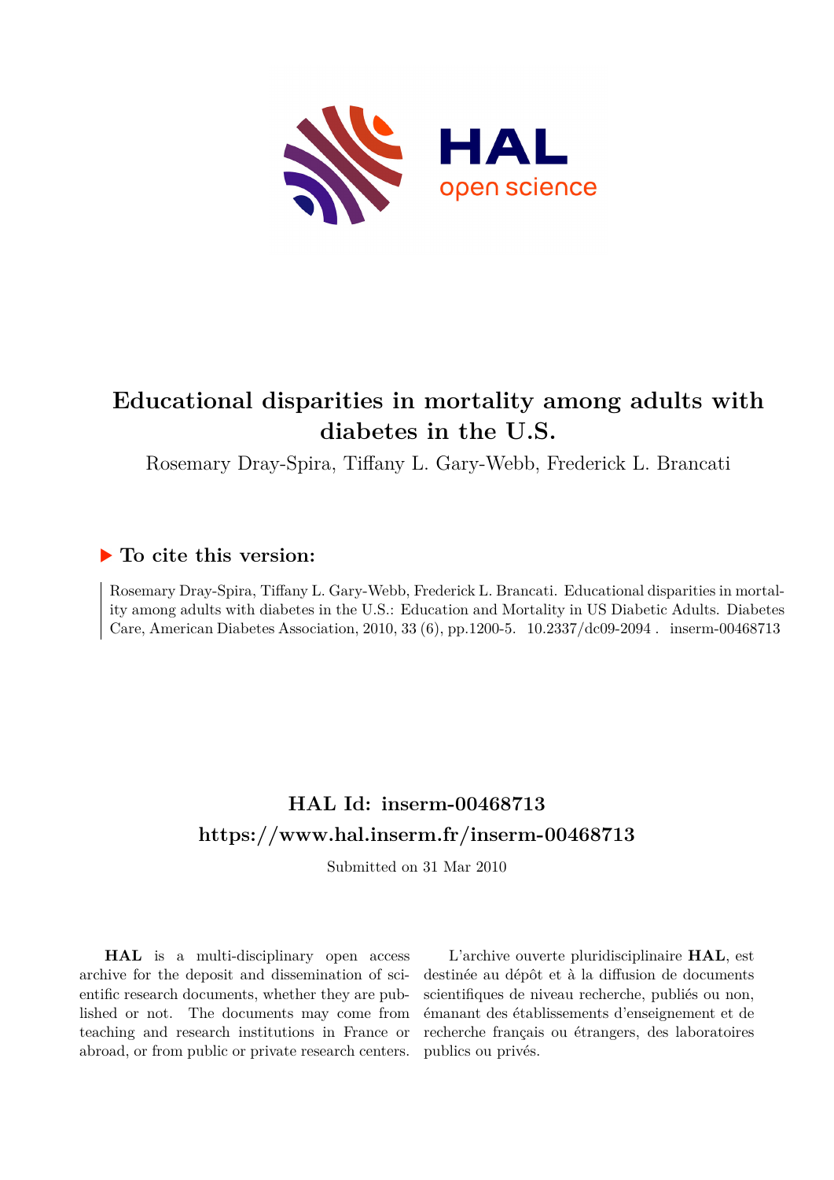# Educational disparities in mortality among adults with diabetes in the U.S.

Rosemary Dray-Spira, Tiffany L. Gary-Webb, Frederick L. Brancati

## ▶ To cite this version:

Rosemary Dray-Spira, Tiffany L. Gary-Webb, Frederick L. Brancati. Educational disparities in mortality among adults with diabetes in the U.S.: Education and Mortality in US Diabetic Adults. Diabetes Care, American Diabetes Association, 2010, 33 (6), pp.1200-5. 10.2337/dc09-2094 . inserm-00468713

## HAL Id: inserm-00468713
## https://www.hal.inserm.fr/inserm-00468713

Submitted on 31 Mar 2010

**HAL** is a multi-disciplinary open access archive for the deposit and dissemination of scientific research documents, whether they are published or not. The documents may come from teaching and research institutions in France or abroad, or from public or private research centers.

L'archive ouverte pluridisciplinaire **HAL**, est destinée au dépôt et à la diffusion de documents scientifiques de niveau recherche, publiés ou non, émanant des établissements d'enseignement et de recherche français ou étrangers, des laboratoires publics ou privés.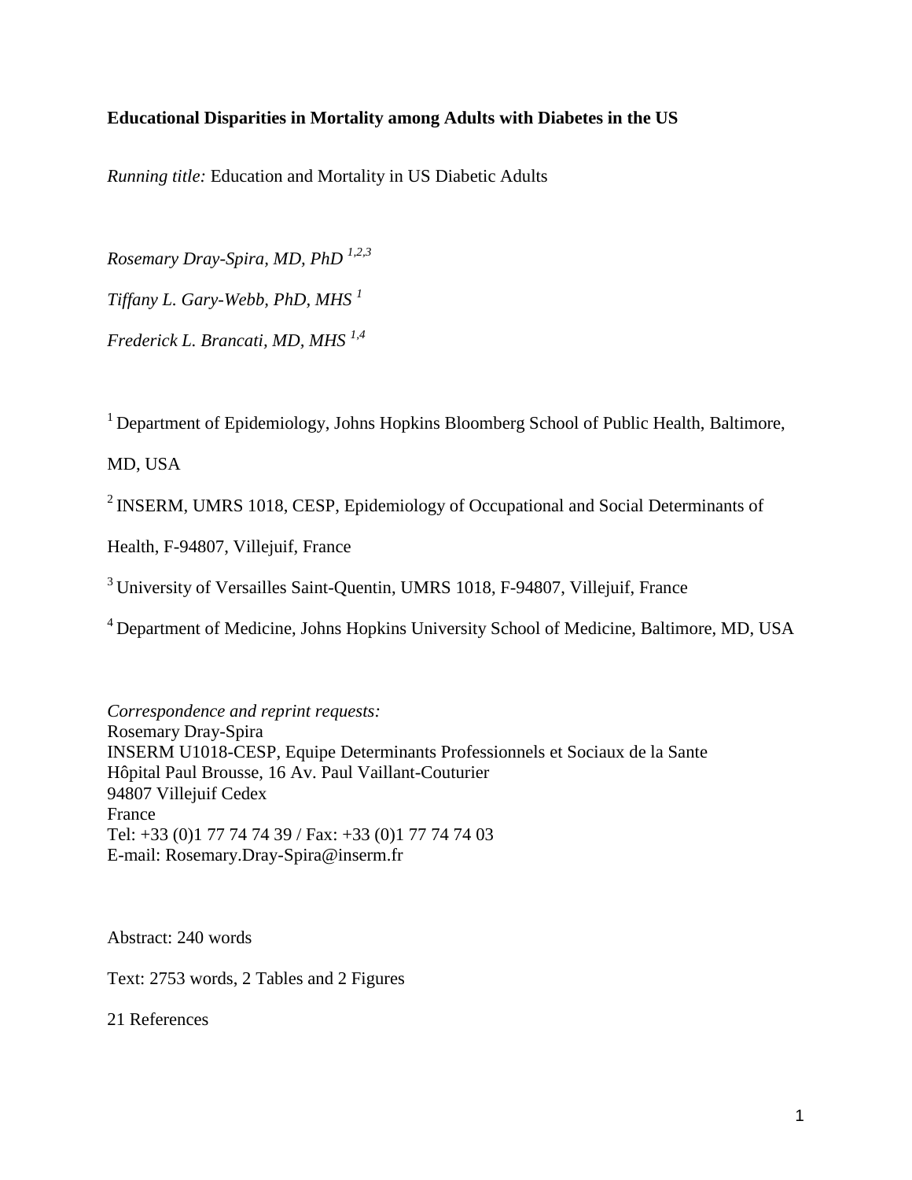**Educational Disparities in Mortality among Adults with Diabetes in the US**

*Running title:* Education and Mortality in US Diabetic Adults

*Rosemary Dray-Spira, MD, PhD* [1,2,3]

*Tiffany L. Gary-Webb, PhD, MHS* [1]

*Frederick L. Brancati, MD, MHS* [1,4]

[1] Department of Epidemiology, Johns Hopkins Bloomberg School of Public Health, Baltimore, MD, USA

[2] INSERM, UMRS 1018, CESP, Epidemiology of Occupational and Social Determinants of Health, F-94807, Villejuif, France

[3] University of Versailles Saint-Quentin, UMRS 1018, F-94807, Villejuif, France

[4] Department of Medicine, Johns Hopkins University School of Medicine, Baltimore, MD, USA

*Correspondence and reprint requests:*
Rosemary Dray-Spira
INSERM U1018-CESP, Equipe Determinants Professionnels et Sociaux de la Sante
Hôpital Paul Brousse, 16 Av. Paul Vaillant-Couturier
94807 Villejuif Cedex
France
Tel: +33 (0)1 77 74 74 39 / Fax: +33 (0)1 77 74 74 03
E-mail: Rosemary.Dray-Spira@inserm.fr

Abstract: 240 words

Text: 2753 words, 2 Tables and 2 Figures

21 References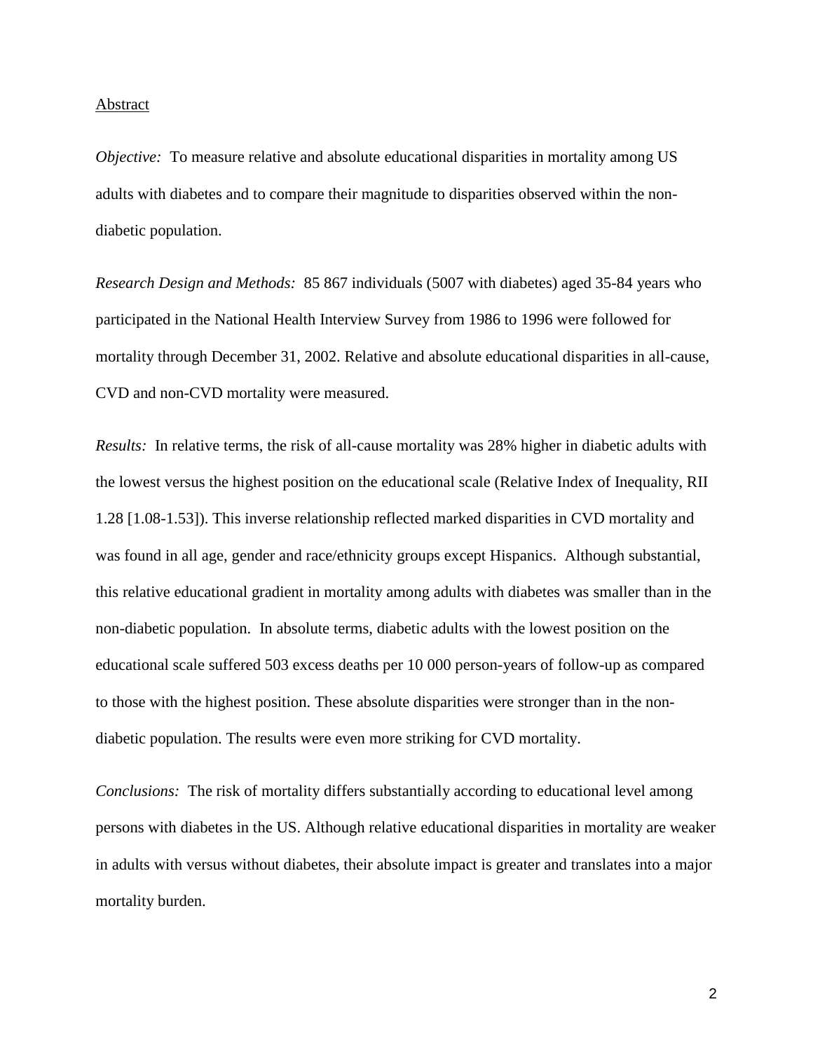Abstract

*Objective:* To measure relative and absolute educational disparities in mortality among US adults with diabetes and to compare their magnitude to disparities observed within the non-diabetic population.

*Research Design and Methods:* 85 867 individuals (5007 with diabetes) aged 35-84 years who participated in the National Health Interview Survey from 1986 to 1996 were followed for mortality through December 31, 2002. Relative and absolute educational disparities in all-cause, CVD and non-CVD mortality were measured.

*Results:* In relative terms, the risk of all-cause mortality was 28% higher in diabetic adults with the lowest versus the highest position on the educational scale (Relative Index of Inequality, RII 1.28 [1.08-1.53]). This inverse relationship reflected marked disparities in CVD mortality and was found in all age, gender and race/ethnicity groups except Hispanics. Although substantial, this relative educational gradient in mortality among adults with diabetes was smaller than in the non-diabetic population. In absolute terms, diabetic adults with the lowest position on the educational scale suffered 503 excess deaths per 10 000 person-years of follow-up as compared to those with the highest position. These absolute disparities were stronger than in the non-diabetic population. The results were even more striking for CVD mortality.

*Conclusions:* The risk of mortality differs substantially according to educational level among persons with diabetes in the US. Although relative educational disparities in mortality are weaker in adults with versus without diabetes, their absolute impact is greater and translates into a major mortality burden.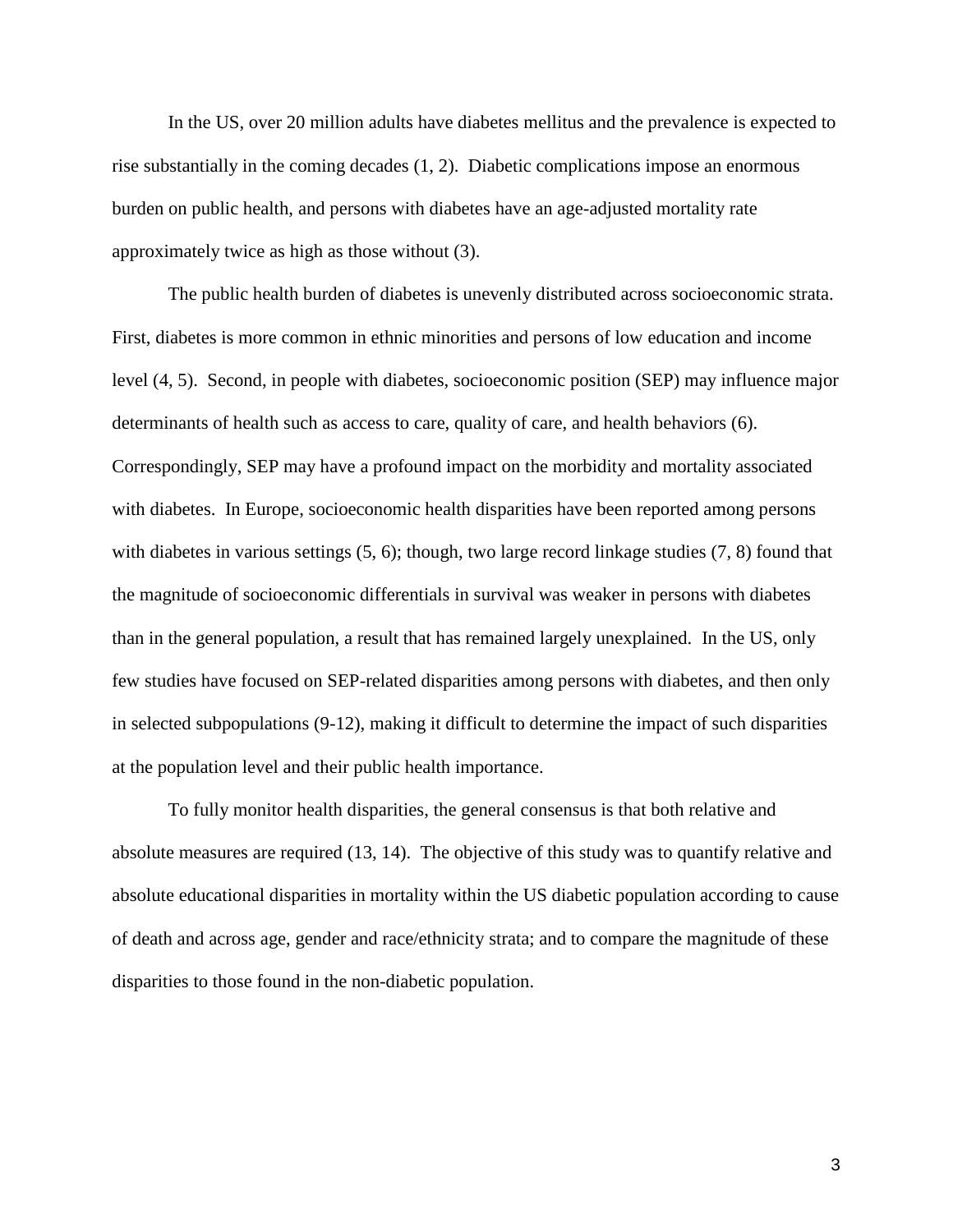In the US, over 20 million adults have diabetes mellitus and the prevalence is expected to rise substantially in the coming decades (1, 2). Diabetic complications impose an enormous burden on public health, and persons with diabetes have an age-adjusted mortality rate approximately twice as high as those without (3).

The public health burden of diabetes is unevenly distributed across socioeconomic strata. First, diabetes is more common in ethnic minorities and persons of low education and income level (4, 5). Second, in people with diabetes, socioeconomic position (SEP) may influence major determinants of health such as access to care, quality of care, and health behaviors (6). Correspondingly, SEP may have a profound impact on the morbidity and mortality associated with diabetes. In Europe, socioeconomic health disparities have been reported among persons with diabetes in various settings (5, 6); though, two large record linkage studies (7, 8) found that the magnitude of socioeconomic differentials in survival was weaker in persons with diabetes than in the general population, a result that has remained largely unexplained. In the US, only few studies have focused on SEP-related disparities among persons with diabetes, and then only in selected subpopulations (9-12), making it difficult to determine the impact of such disparities at the population level and their public health importance.

To fully monitor health disparities, the general consensus is that both relative and absolute measures are required (13, 14). The objective of this study was to quantify relative and absolute educational disparities in mortality within the US diabetic population according to cause of death and across age, gender and race/ethnicity strata; and to compare the magnitude of these disparities to those found in the non-diabetic population.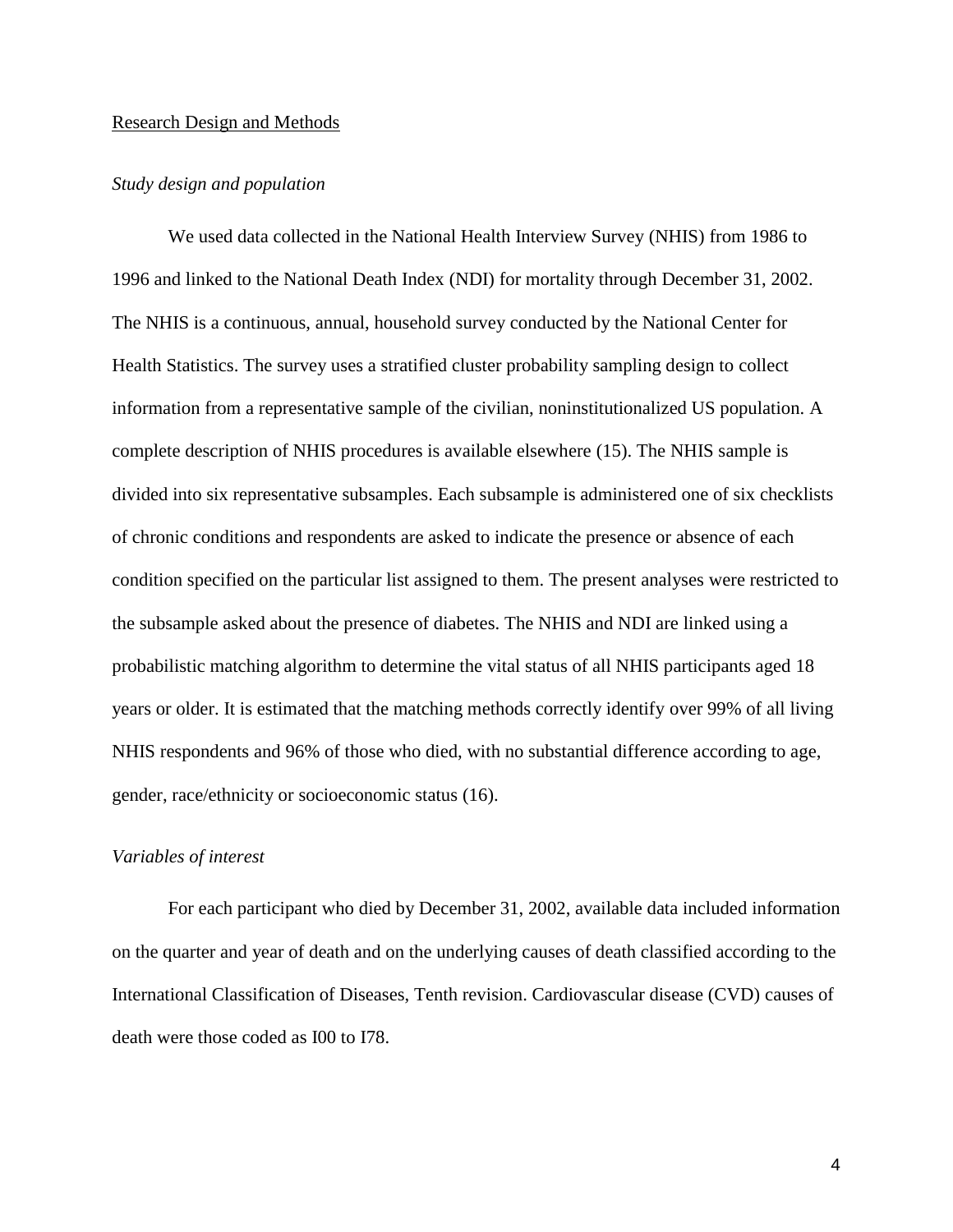## Research Design and Methods

### *Study design and population*

We used data collected in the National Health Interview Survey (NHIS) from 1986 to 1996 and linked to the National Death Index (NDI) for mortality through December 31, 2002. The NHIS is a continuous, annual, household survey conducted by the National Center for Health Statistics. The survey uses a stratified cluster probability sampling design to collect information from a representative sample of the civilian, noninstitutionalized US population. A complete description of NHIS procedures is available elsewhere (15). The NHIS sample is divided into six representative subsamples. Each subsample is administered one of six checklists of chronic conditions and respondents are asked to indicate the presence or absence of each condition specified on the particular list assigned to them. The present analyses were restricted to the subsample asked about the presence of diabetes. The NHIS and NDI are linked using a probabilistic matching algorithm to determine the vital status of all NHIS participants aged 18 years or older. It is estimated that the matching methods correctly identify over 99% of all living NHIS respondents and 96% of those who died, with no substantial difference according to age, gender, race/ethnicity or socioeconomic status (16).

### *Variables of interest*

For each participant who died by December 31, 2002, available data included information on the quarter and year of death and on the underlying causes of death classified according to the International Classification of Diseases, Tenth revision. Cardiovascular disease (CVD) causes of death were those coded as I00 to I78.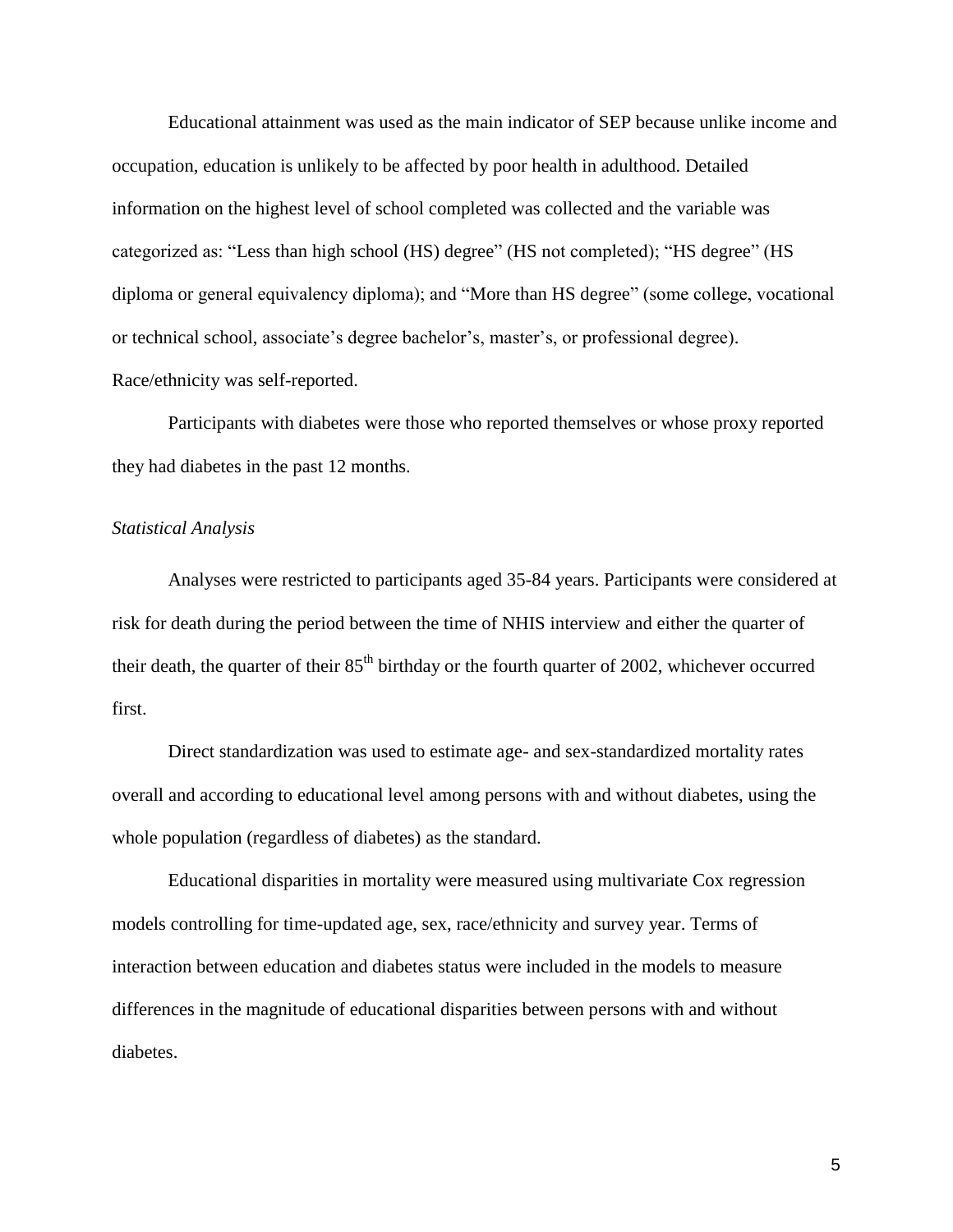Educational attainment was used as the main indicator of SEP because unlike income and occupation, education is unlikely to be affected by poor health in adulthood. Detailed information on the highest level of school completed was collected and the variable was categorized as: "Less than high school (HS) degree" (HS not completed); "HS degree" (HS diploma or general equivalency diploma); and "More than HS degree" (some college, vocational or technical school, associate's degree bachelor's, master's, or professional degree). Race/ethnicity was self-reported.

Participants with diabetes were those who reported themselves or whose proxy reported they had diabetes in the past 12 months.

*Statistical Analysis*

Analyses were restricted to participants aged 35-84 years. Participants were considered at risk for death during the period between the time of NHIS interview and either the quarter of their death, the quarter of their $85^{th}$ birthday or the fourth quarter of 2002, whichever occurred first.

Direct standardization was used to estimate age- and sex-standardized mortality rates overall and according to educational level among persons with and without diabetes, using the whole population (regardless of diabetes) as the standard.

Educational disparities in mortality were measured using multivariate Cox regression models controlling for time-updated age, sex, race/ethnicity and survey year. Terms of interaction between education and diabetes status were included in the models to measure differences in the magnitude of educational disparities between persons with and without diabetes.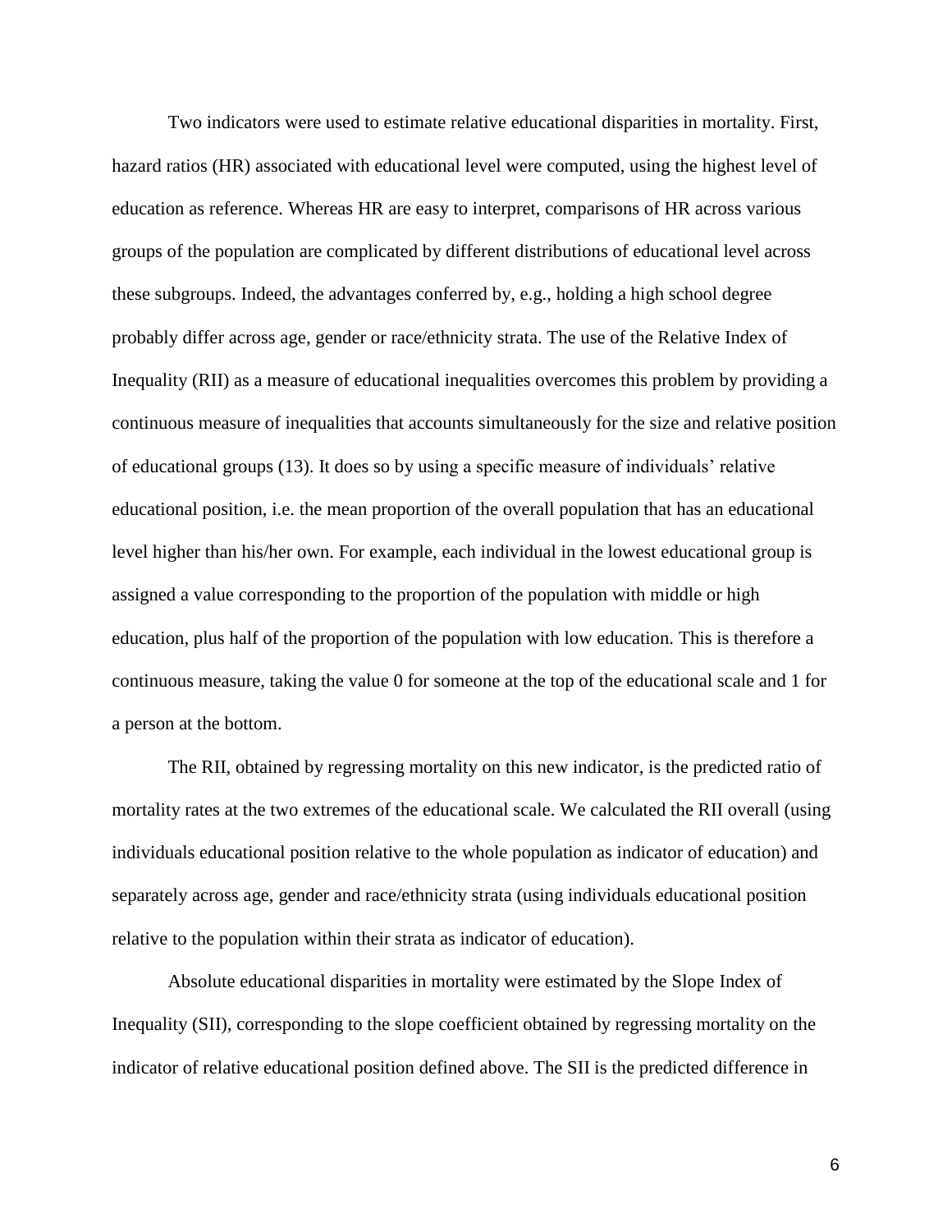Two indicators were used to estimate relative educational disparities in mortality. First, hazard ratios (HR) associated with educational level were computed, using the highest level of education as reference. Whereas HR are easy to interpret, comparisons of HR across various groups of the population are complicated by different distributions of educational level across these subgroups. Indeed, the advantages conferred by, e.g., holding a high school degree probably differ across age, gender or race/ethnicity strata. The use of the Relative Index of Inequality (RII) as a measure of educational inequalities overcomes this problem by providing a continuous measure of inequalities that accounts simultaneously for the size and relative position of educational groups (13). It does so by using a specific measure of individuals' relative educational position, i.e. the mean proportion of the overall population that has an educational level higher than his/her own. For example, each individual in the lowest educational group is assigned a value corresponding to the proportion of the population with middle or high education, plus half of the proportion of the population with low education. This is therefore a continuous measure, taking the value 0 for someone at the top of the educational scale and 1 for a person at the bottom.

The RII, obtained by regressing mortality on this new indicator, is the predicted ratio of mortality rates at the two extremes of the educational scale. We calculated the RII overall (using individuals educational position relative to the whole population as indicator of education) and separately across age, gender and race/ethnicity strata (using individuals educational position relative to the population within their strata as indicator of education).

Absolute educational disparities in mortality were estimated by the Slope Index of Inequality (SII), corresponding to the slope coefficient obtained by regressing mortality on the indicator of relative educational position defined above. The SII is the predicted difference in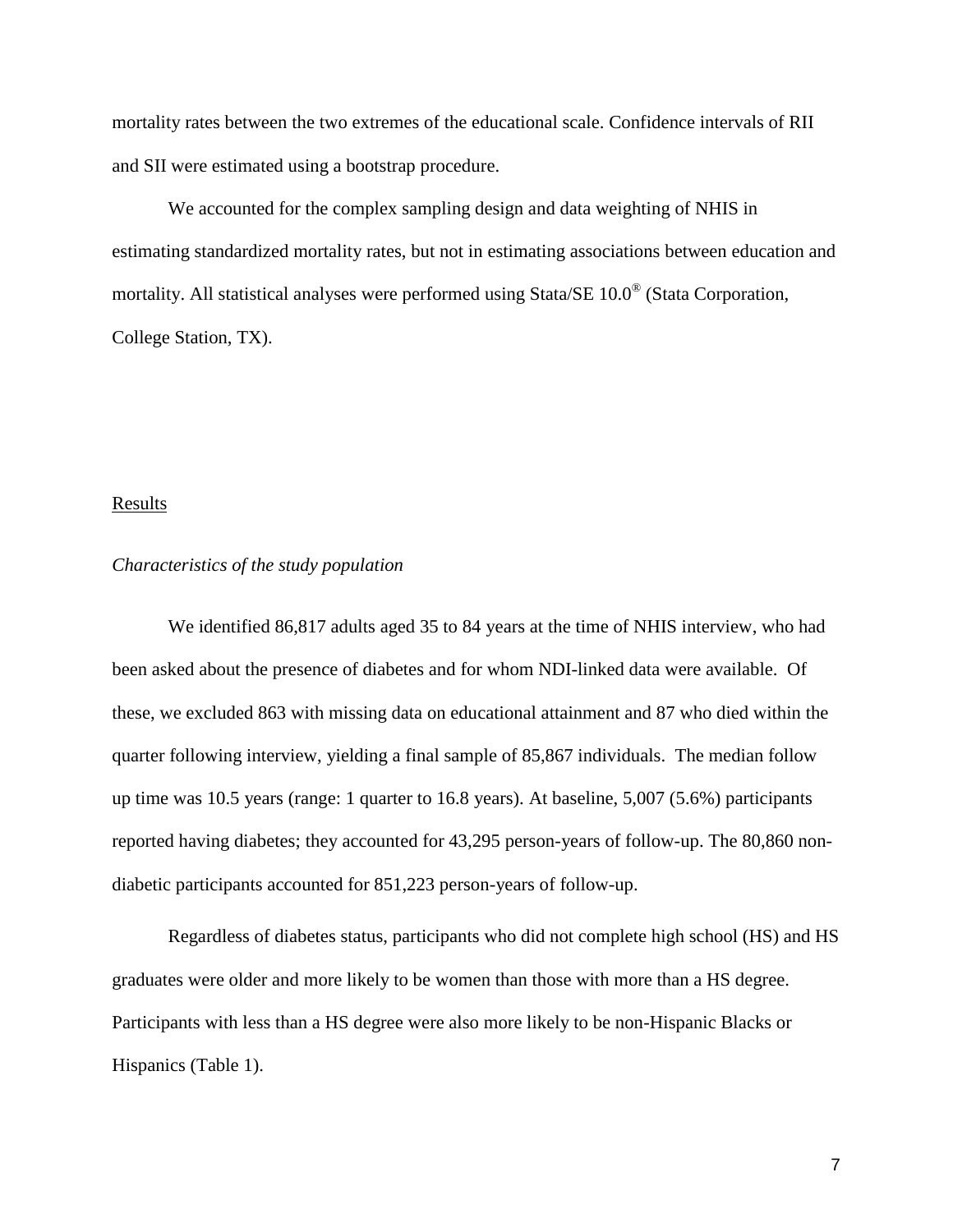mortality rates between the two extremes of the educational scale. Confidence intervals of RII and SII were estimated using a bootstrap procedure.

We accounted for the complex sampling design and data weighting of NHIS in estimating standardized mortality rates, but not in estimating associations between education and mortality. All statistical analyses were performed using Stata/SE 10.0® (Stata Corporation, College Station, TX).

## Results

### *Characteristics of the study population*

We identified 86,817 adults aged 35 to 84 years at the time of NHIS interview, who had been asked about the presence of diabetes and for whom NDI-linked data were available. Of these, we excluded 863 with missing data on educational attainment and 87 who died within the quarter following interview, yielding a final sample of 85,867 individuals. The median follow up time was 10.5 years (range: 1 quarter to 16.8 years). At baseline, 5,007 (5.6%) participants reported having diabetes; they accounted for 43,295 person-years of follow-up. The 80,860 non-diabetic participants accounted for 851,223 person-years of follow-up.

Regardless of diabetes status, participants who did not complete high school (HS) and HS graduates were older and more likely to be women than those with more than a HS degree. Participants with less than a HS degree were also more likely to be non-Hispanic Blacks or Hispanics (Table 1).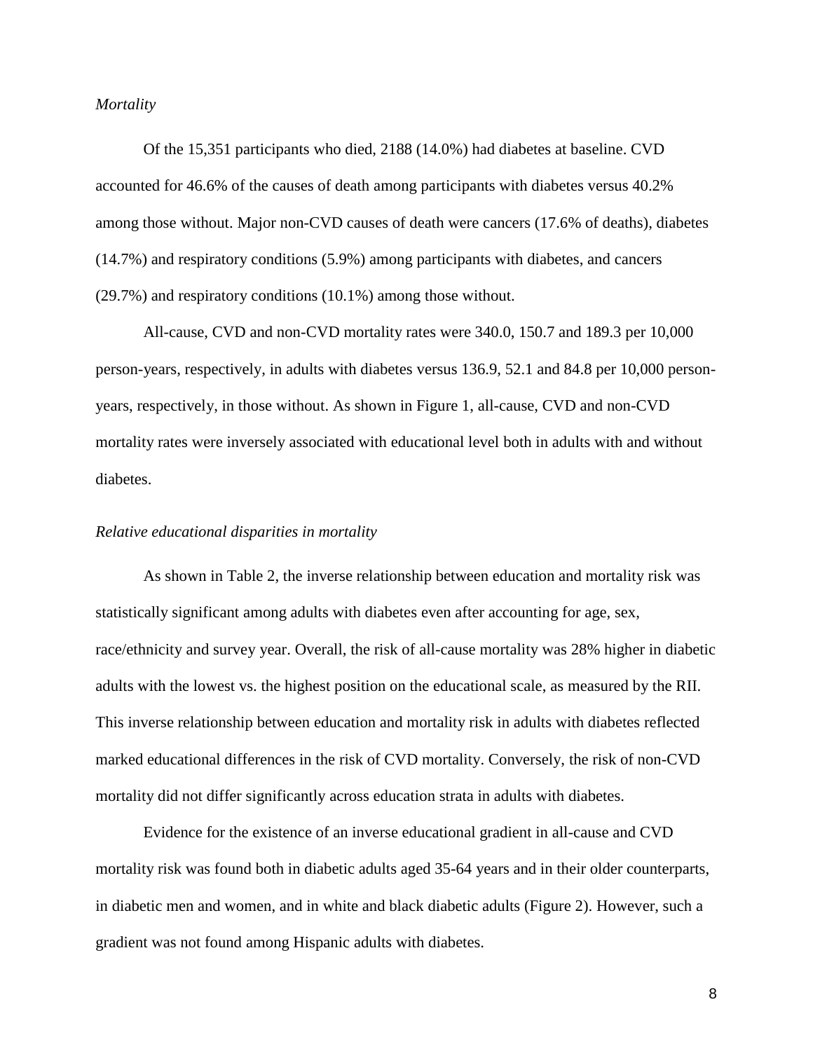*Mortality*

Of the 15,351 participants who died, 2188 (14.0%) had diabetes at baseline. CVD accounted for 46.6% of the causes of death among participants with diabetes versus 40.2% among those without. Major non-CVD causes of death were cancers (17.6% of deaths), diabetes (14.7%) and respiratory conditions (5.9%) among participants with diabetes, and cancers (29.7%) and respiratory conditions (10.1%) among those without.

All-cause, CVD and non-CVD mortality rates were 340.0, 150.7 and 189.3 per 10,000 person-years, respectively, in adults with diabetes versus 136.9, 52.1 and 84.8 per 10,000 person-years, respectively, in those without. As shown in Figure 1, all-cause, CVD and non-CVD mortality rates were inversely associated with educational level both in adults with and without diabetes.

*Relative educational disparities in mortality*

As shown in Table 2, the inverse relationship between education and mortality risk was statistically significant among adults with diabetes even after accounting for age, sex, race/ethnicity and survey year. Overall, the risk of all-cause mortality was 28% higher in diabetic adults with the lowest vs. the highest position on the educational scale, as measured by the RII. This inverse relationship between education and mortality risk in adults with diabetes reflected marked educational differences in the risk of CVD mortality. Conversely, the risk of non-CVD mortality did not differ significantly across education strata in adults with diabetes.

Evidence for the existence of an inverse educational gradient in all-cause and CVD mortality risk was found both in diabetic adults aged 35-64 years and in their older counterparts, in diabetic men and women, and in white and black diabetic adults (Figure 2). However, such a gradient was not found among Hispanic adults with diabetes.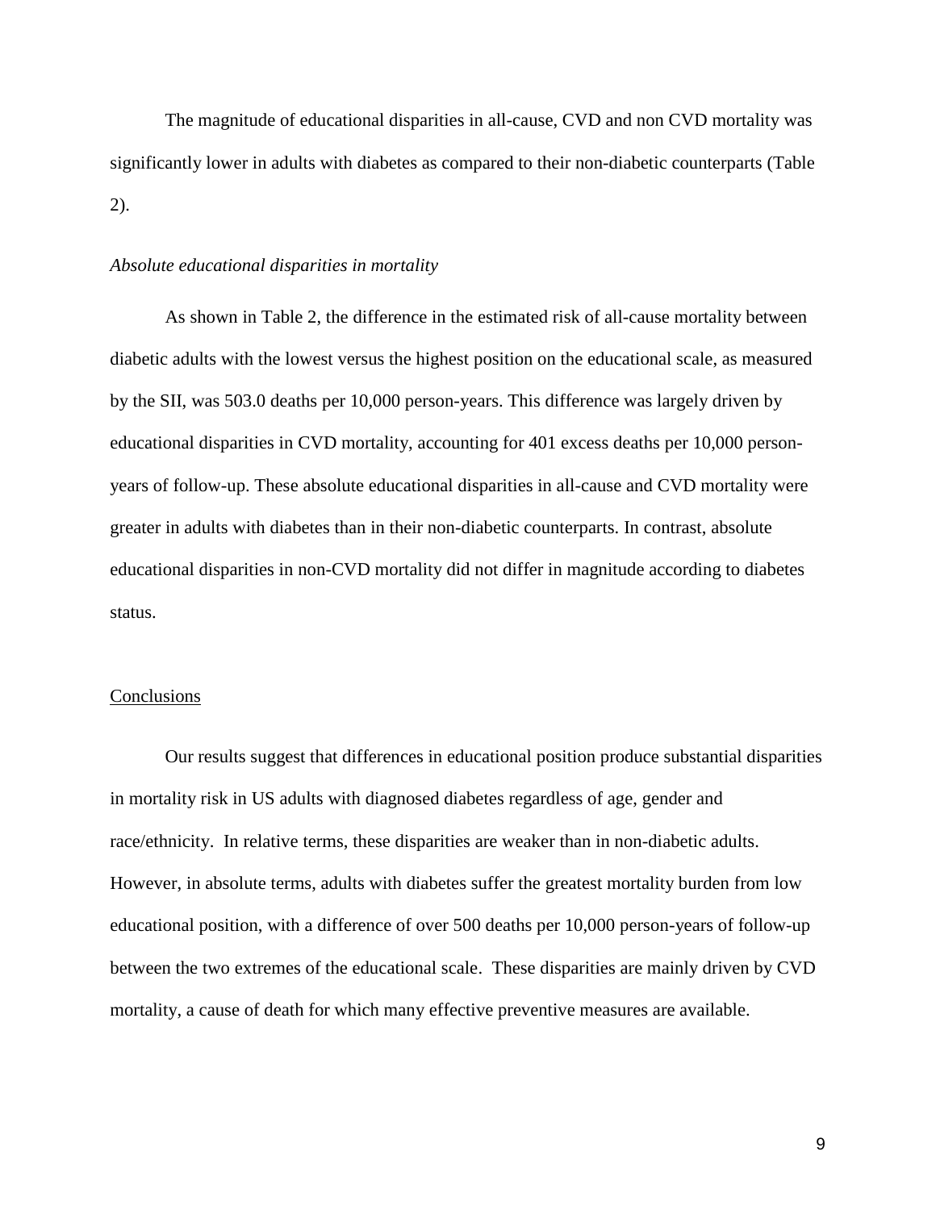The magnitude of educational disparities in all-cause, CVD and non CVD mortality was significantly lower in adults with diabetes as compared to their non-diabetic counterparts (Table 2).

*Absolute educational disparities in mortality*

As shown in Table 2, the difference in the estimated risk of all-cause mortality between diabetic adults with the lowest versus the highest position on the educational scale, as measured by the SII, was 503.0 deaths per 10,000 person-years. This difference was largely driven by educational disparities in CVD mortality, accounting for 401 excess deaths per 10,000 person-years of follow-up. These absolute educational disparities in all-cause and CVD mortality were greater in adults with diabetes than in their non-diabetic counterparts. In contrast, absolute educational disparities in non-CVD mortality did not differ in magnitude according to diabetes status.

## Conclusions

Our results suggest that differences in educational position produce substantial disparities in mortality risk in US adults with diagnosed diabetes regardless of age, gender and race/ethnicity. In relative terms, these disparities are weaker than in non-diabetic adults. However, in absolute terms, adults with diabetes suffer the greatest mortality burden from low educational position, with a difference of over 500 deaths per 10,000 person-years of follow-up between the two extremes of the educational scale. These disparities are mainly driven by CVD mortality, a cause of death for which many effective preventive measures are available.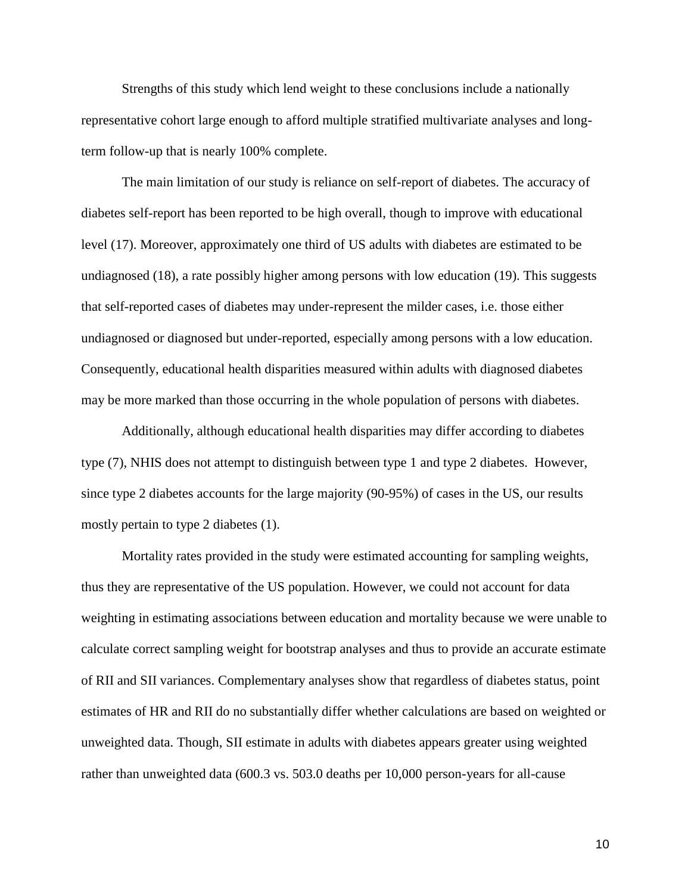Strengths of this study which lend weight to these conclusions include a nationally representative cohort large enough to afford multiple stratified multivariate analyses and long-term follow-up that is nearly 100% complete.

The main limitation of our study is reliance on self-report of diabetes. The accuracy of diabetes self-report has been reported to be high overall, though to improve with educational level (17). Moreover, approximately one third of US adults with diabetes are estimated to be undiagnosed (18), a rate possibly higher among persons with low education (19). This suggests that self-reported cases of diabetes may under-represent the milder cases, i.e. those either undiagnosed or diagnosed but under-reported, especially among persons with a low education. Consequently, educational health disparities measured within adults with diagnosed diabetes may be more marked than those occurring in the whole population of persons with diabetes.

Additionally, although educational health disparities may differ according to diabetes type (7), NHIS does not attempt to distinguish between type 1 and type 2 diabetes. However, since type 2 diabetes accounts for the large majority (90-95%) of cases in the US, our results mostly pertain to type 2 diabetes (1).

Mortality rates provided in the study were estimated accounting for sampling weights, thus they are representative of the US population. However, we could not account for data weighting in estimating associations between education and mortality because we were unable to calculate correct sampling weight for bootstrap analyses and thus to provide an accurate estimate of RII and SII variances. Complementary analyses show that regardless of diabetes status, point estimates of HR and RII do no substantially differ whether calculations are based on weighted or unweighted data. Though, SII estimate in adults with diabetes appears greater using weighted rather than unweighted data (600.3 vs. 503.0 deaths per 10,000 person-years for all-cause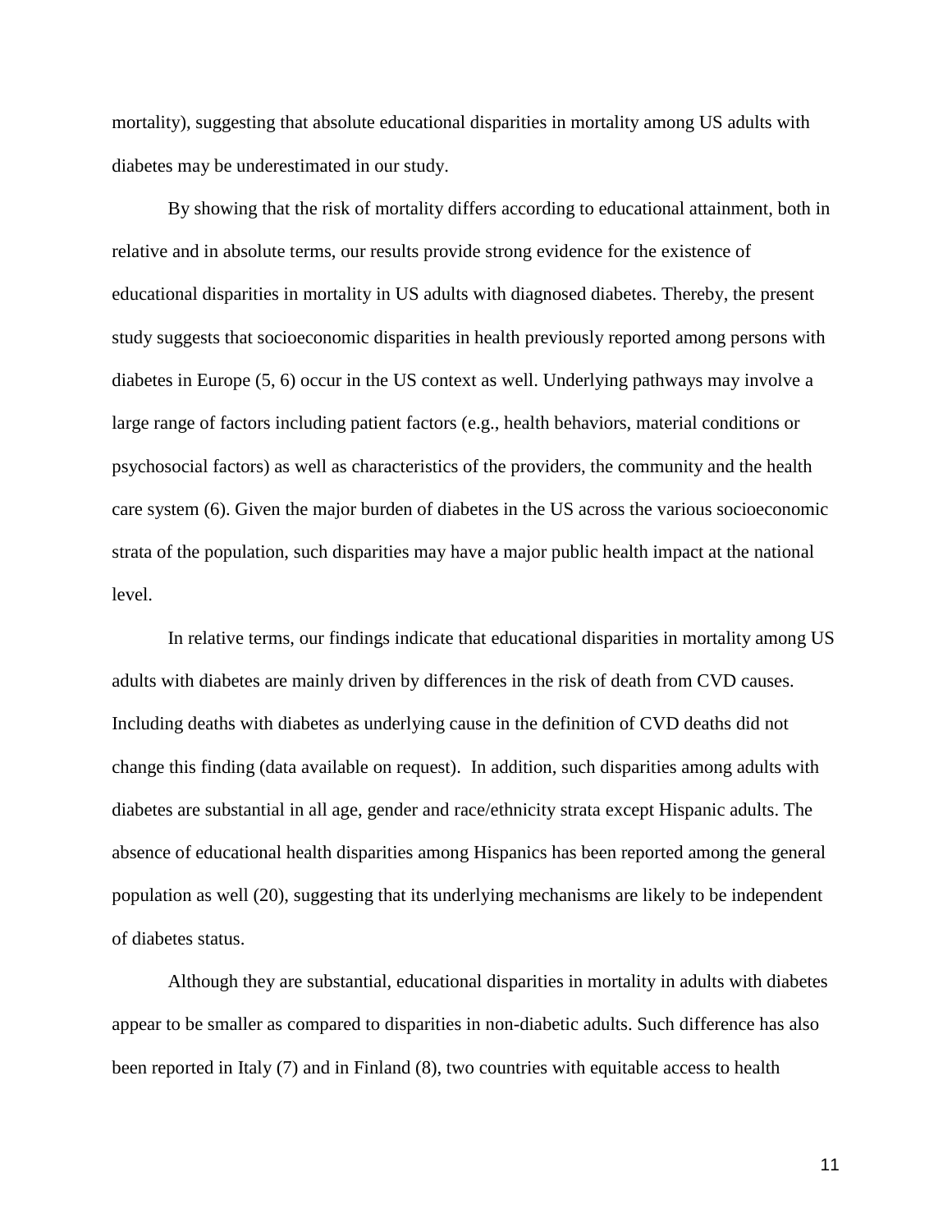mortality), suggesting that absolute educational disparities in mortality among US adults with diabetes may be underestimated in our study.

By showing that the risk of mortality differs according to educational attainment, both in relative and in absolute terms, our results provide strong evidence for the existence of educational disparities in mortality in US adults with diagnosed diabetes. Thereby, the present study suggests that socioeconomic disparities in health previously reported among persons with diabetes in Europe (5, 6) occur in the US context as well. Underlying pathways may involve a large range of factors including patient factors (e.g., health behaviors, material conditions or psychosocial factors) as well as characteristics of the providers, the community and the health care system (6). Given the major burden of diabetes in the US across the various socioeconomic strata of the population, such disparities may have a major public health impact at the national level.

In relative terms, our findings indicate that educational disparities in mortality among US adults with diabetes are mainly driven by differences in the risk of death from CVD causes. Including deaths with diabetes as underlying cause in the definition of CVD deaths did not change this finding (data available on request). In addition, such disparities among adults with diabetes are substantial in all age, gender and race/ethnicity strata except Hispanic adults. The absence of educational health disparities among Hispanics has been reported among the general population as well (20), suggesting that its underlying mechanisms are likely to be independent of diabetes status.

Although they are substantial, educational disparities in mortality in adults with diabetes appear to be smaller as compared to disparities in non-diabetic adults. Such difference has also been reported in Italy (7) and in Finland (8), two countries with equitable access to health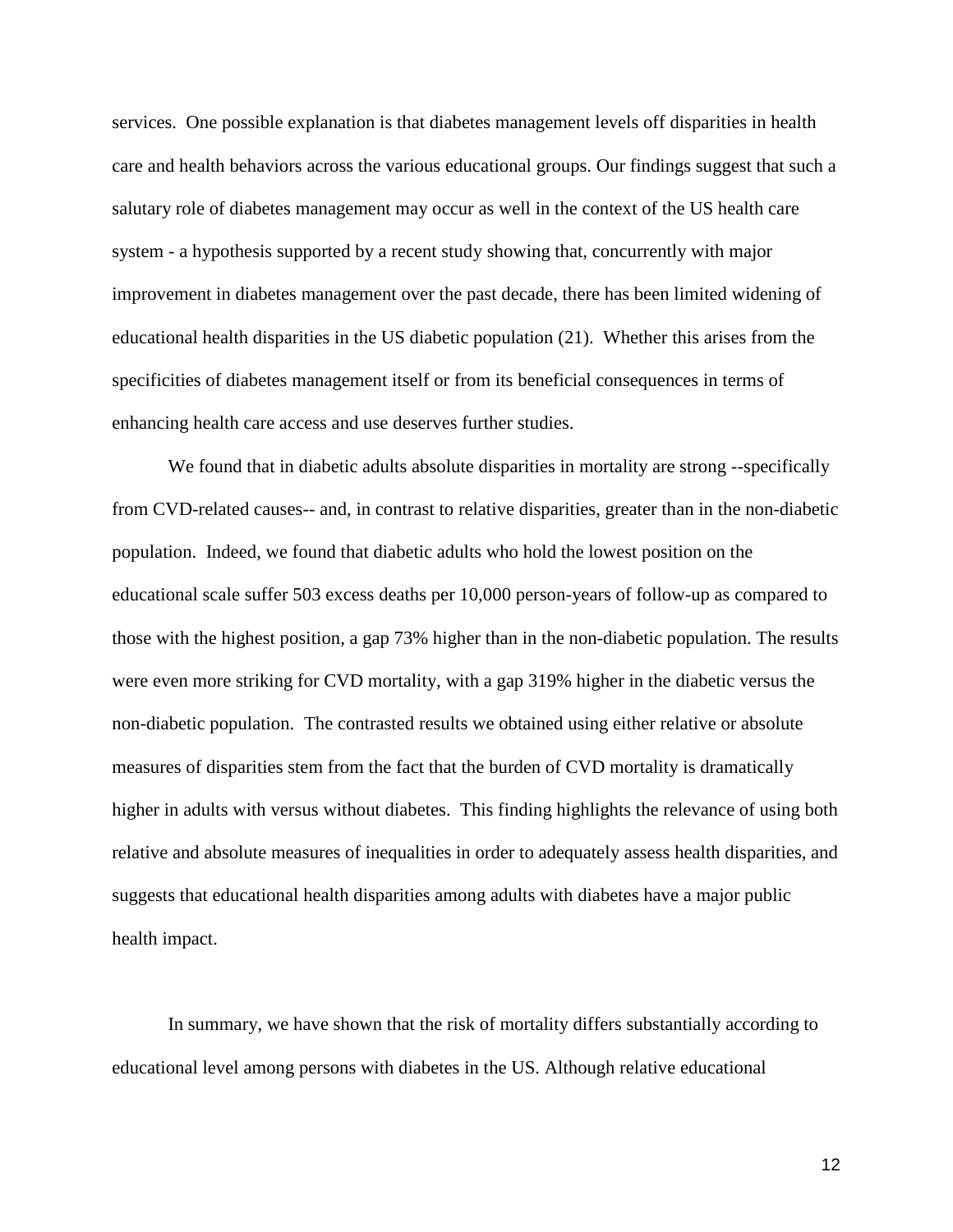services. One possible explanation is that diabetes management levels off disparities in health care and health behaviors across the various educational groups. Our findings suggest that such a salutary role of diabetes management may occur as well in the context of the US health care system - a hypothesis supported by a recent study showing that, concurrently with major improvement in diabetes management over the past decade, there has been limited widening of educational health disparities in the US diabetic population (21). Whether this arises from the specificities of diabetes management itself or from its beneficial consequences in terms of enhancing health care access and use deserves further studies.

We found that in diabetic adults absolute disparities in mortality are strong --specifically from CVD-related causes-- and, in contrast to relative disparities, greater than in the non-diabetic population. Indeed, we found that diabetic adults who hold the lowest position on the educational scale suffer 503 excess deaths per 10,000 person-years of follow-up as compared to those with the highest position, a gap 73% higher than in the non-diabetic population. The results were even more striking for CVD mortality, with a gap 319% higher in the diabetic versus the non-diabetic population. The contrasted results we obtained using either relative or absolute measures of disparities stem from the fact that the burden of CVD mortality is dramatically higher in adults with versus without diabetes. This finding highlights the relevance of using both relative and absolute measures of inequalities in order to adequately assess health disparities, and suggests that educational health disparities among adults with diabetes have a major public health impact.

In summary, we have shown that the risk of mortality differs substantially according to educational level among persons with diabetes in the US. Although relative educational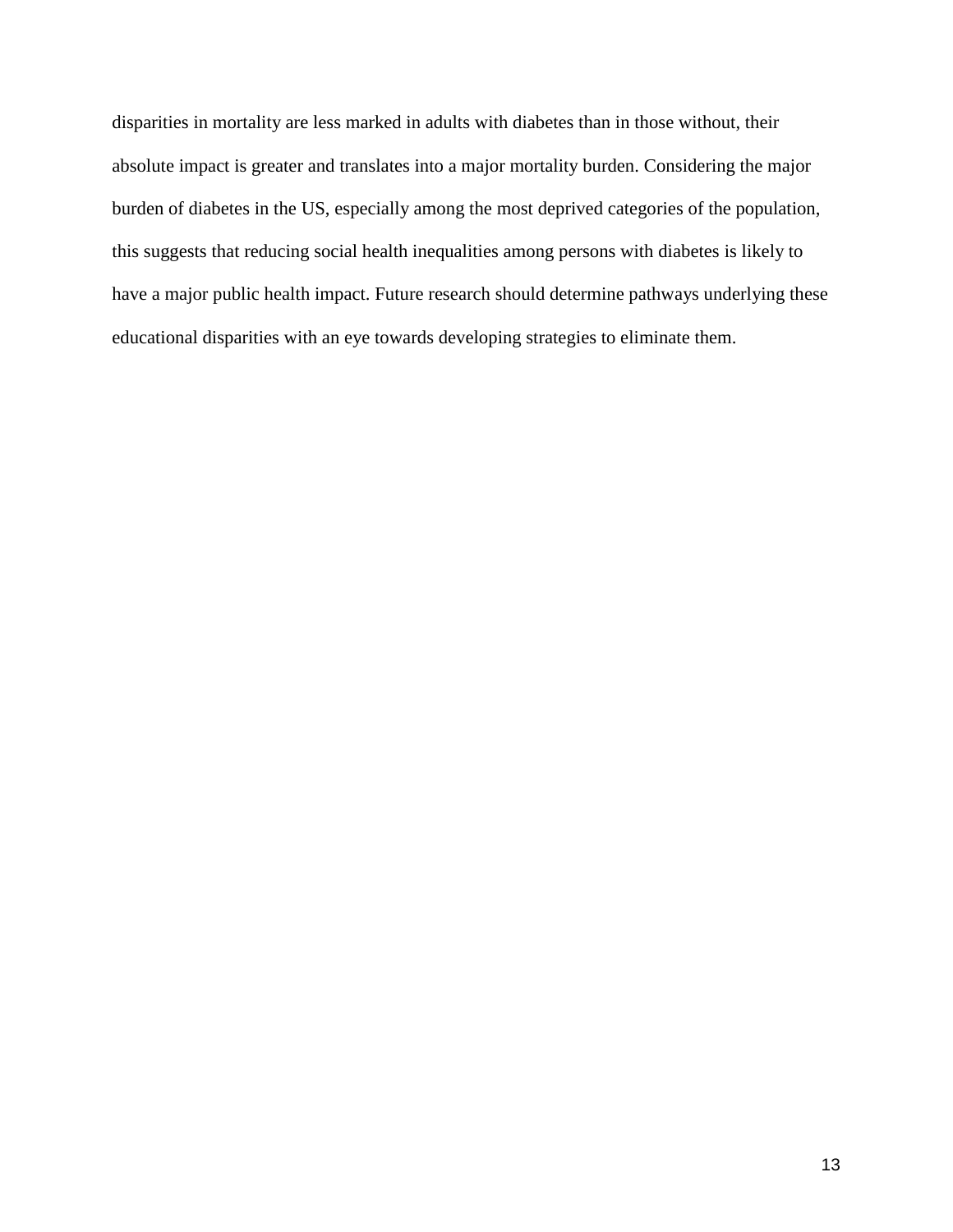disparities in mortality are less marked in adults with diabetes than in those without, their absolute impact is greater and translates into a major mortality burden. Considering the major burden of diabetes in the US, especially among the most deprived categories of the population, this suggests that reducing social health inequalities among persons with diabetes is likely to have a major public health impact. Future research should determine pathways underlying these educational disparities with an eye towards developing strategies to eliminate them.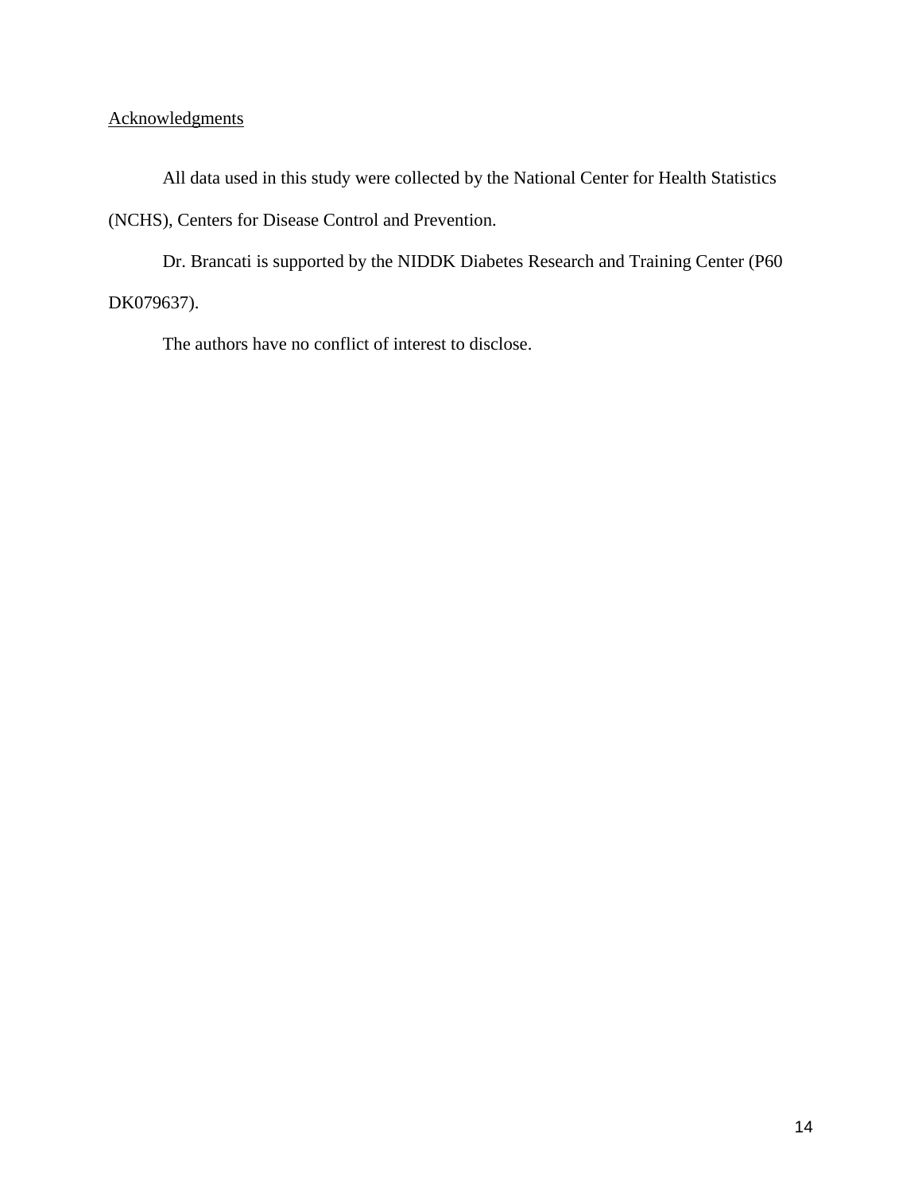## Acknowledgments

All data used in this study were collected by the National Center for Health Statistics (NCHS), Centers for Disease Control and Prevention.

Dr. Brancati is supported by the NIDDK Diabetes Research and Training Center (P60 DK079637).

The authors have no conflict of interest to disclose.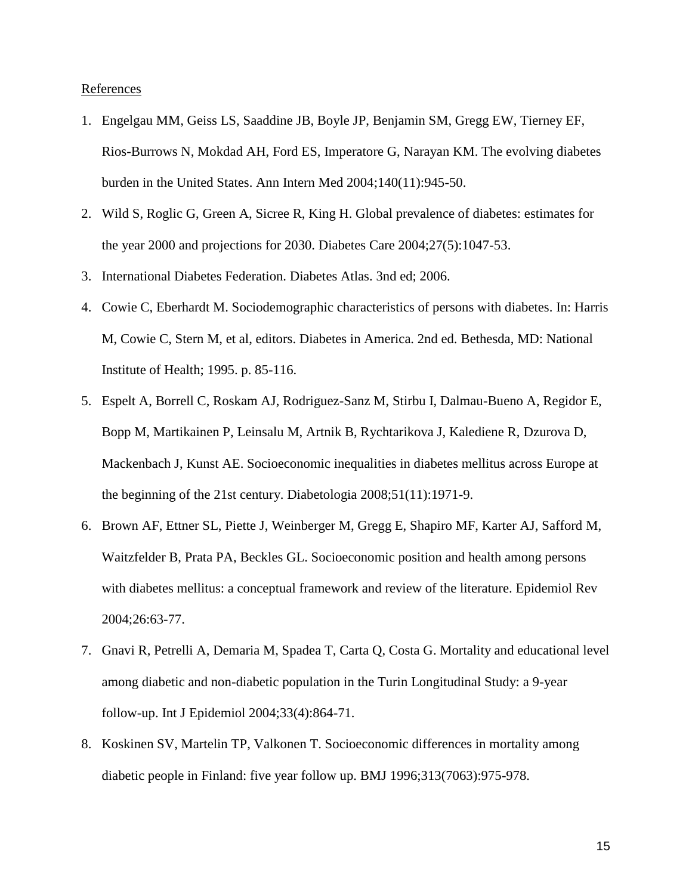References

1. Engelgau MM, Geiss LS, Saaddine JB, Boyle JP, Benjamin SM, Gregg EW, Tierney EF, Rios-Burrows N, Mokdad AH, Ford ES, Imperatore G, Narayan KM. The evolving diabetes burden in the United States. Ann Intern Med 2004;140(11):945-50.
2. Wild S, Roglic G, Green A, Sicree R, King H. Global prevalence of diabetes: estimates for the year 2000 and projections for 2030. Diabetes Care 2004;27(5):1047-53.
3. International Diabetes Federation. Diabetes Atlas. 3nd ed; 2006.
4. Cowie C, Eberhardt M. Sociodemographic characteristics of persons with diabetes. In: Harris M, Cowie C, Stern M, et al, editors. Diabetes in America. 2nd ed. Bethesda, MD: National Institute of Health; 1995. p. 85-116.
5. Espelt A, Borrell C, Roskam AJ, Rodriguez-Sanz M, Stirbu I, Dalmau-Bueno A, Regidor E, Bopp M, Martikainen P, Leinsalu M, Artnik B, Rychtarikova J, Kalediene R, Dzurova D, Mackenbach J, Kunst AE. Socioeconomic inequalities in diabetes mellitus across Europe at the beginning of the 21st century. Diabetologia 2008;51(11):1971-9.
6. Brown AF, Ettner SL, Piette J, Weinberger M, Gregg E, Shapiro MF, Karter AJ, Safford M, Waitzfelder B, Prata PA, Beckles GL. Socioeconomic position and health among persons with diabetes mellitus: a conceptual framework and review of the literature. Epidemiol Rev 2004;26:63-77.
7. Gnavi R, Petrelli A, Demaria M, Spadea T, Carta Q, Costa G. Mortality and educational level among diabetic and non-diabetic population in the Turin Longitudinal Study: a 9-year follow-up. Int J Epidemiol 2004;33(4):864-71.
8. Koskinen SV, Martelin TP, Valkonen T. Socioeconomic differences in mortality among diabetic people in Finland: five year follow up. BMJ 1996;313(7063):975-978.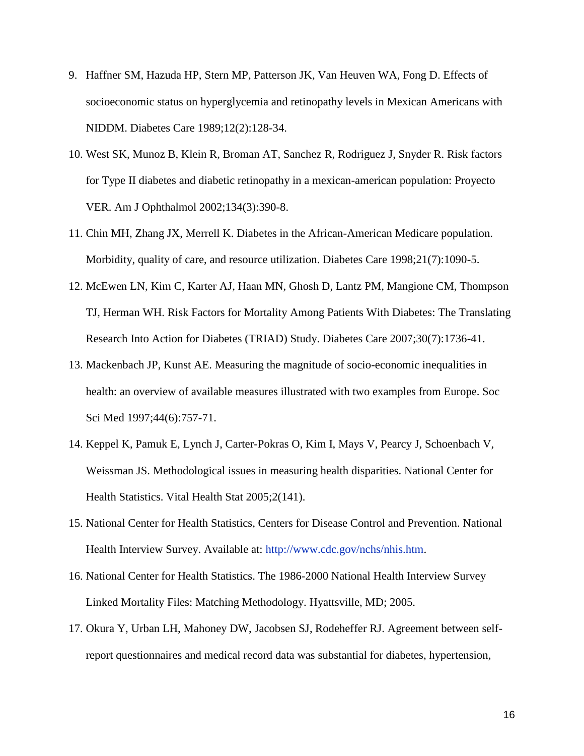9. Haffner SM, Hazuda HP, Stern MP, Patterson JK, Van Heuven WA, Fong D. Effects of socioeconomic status on hyperglycemia and retinopathy levels in Mexican Americans with NIDDM. Diabetes Care 1989;12(2):128-34.
10. West SK, Munoz B, Klein R, Broman AT, Sanchez R, Rodriguez J, Snyder R. Risk factors for Type II diabetes and diabetic retinopathy in a mexican-american population: Proyecto VER. Am J Ophthalmol 2002;134(3):390-8.
11. Chin MH, Zhang JX, Merrell K. Diabetes in the African-American Medicare population. Morbidity, quality of care, and resource utilization. Diabetes Care 1998;21(7):1090-5.
12. McEwen LN, Kim C, Karter AJ, Haan MN, Ghosh D, Lantz PM, Mangione CM, Thompson TJ, Herman WH. Risk Factors for Mortality Among Patients With Diabetes: The Translating Research Into Action for Diabetes (TRIAD) Study. Diabetes Care 2007;30(7):1736-41.
13. Mackenbach JP, Kunst AE. Measuring the magnitude of socio-economic inequalities in health: an overview of available measures illustrated with two examples from Europe. Soc Sci Med 1997;44(6):757-71.
14. Keppel K, Pamuk E, Lynch J, Carter-Pokras O, Kim I, Mays V, Pearcy J, Schoenbach V, Weissman JS. Methodological issues in measuring health disparities. National Center for Health Statistics. Vital Health Stat 2005;2(141).
15. National Center for Health Statistics, Centers for Disease Control and Prevention. National Health Interview Survey. Available at: http://www.cdc.gov/nchs/nhis.htm.
16. National Center for Health Statistics. The 1986-2000 National Health Interview Survey Linked Mortality Files: Matching Methodology. Hyattsville, MD; 2005.
17. Okura Y, Urban LH, Mahoney DW, Jacobsen SJ, Rodeheffer RJ. Agreement between self-report questionnaires and medical record data was substantial for diabetes, hypertension,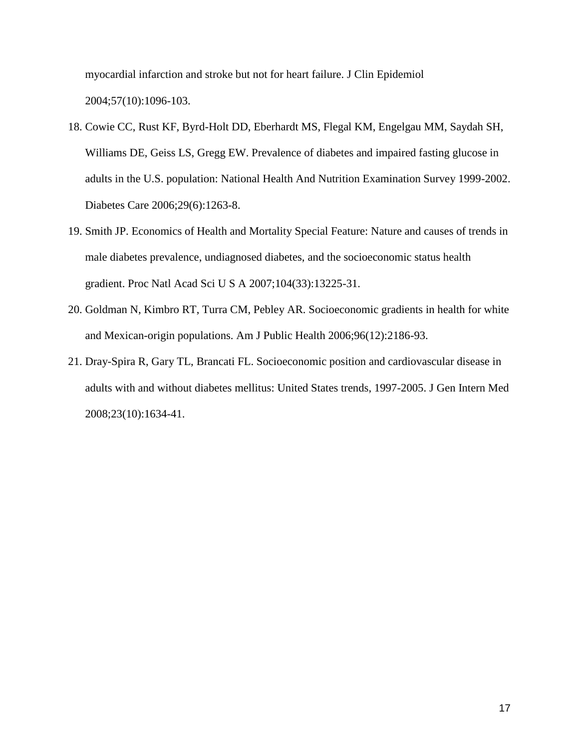myocardial infarction and stroke but not for heart failure. J Clin Epidemiol 2004;57(10):1096-103.

18. Cowie CC, Rust KF, Byrd-Holt DD, Eberhardt MS, Flegal KM, Engelgau MM, Saydah SH, Williams DE, Geiss LS, Gregg EW. Prevalence of diabetes and impaired fasting glucose in adults in the U.S. population: National Health And Nutrition Examination Survey 1999-2002. Diabetes Care 2006;29(6):1263-8.
19. Smith JP. Economics of Health and Mortality Special Feature: Nature and causes of trends in male diabetes prevalence, undiagnosed diabetes, and the socioeconomic status health gradient. Proc Natl Acad Sci U S A 2007;104(33):13225-31.
20. Goldman N, Kimbro RT, Turra CM, Pebley AR. Socioeconomic gradients in health for white and Mexican-origin populations. Am J Public Health 2006;96(12):2186-93.
21. Dray-Spira R, Gary TL, Brancati FL. Socioeconomic position and cardiovascular disease in adults with and without diabetes mellitus: United States trends, 1997-2005. J Gen Intern Med 2008;23(10):1634-41.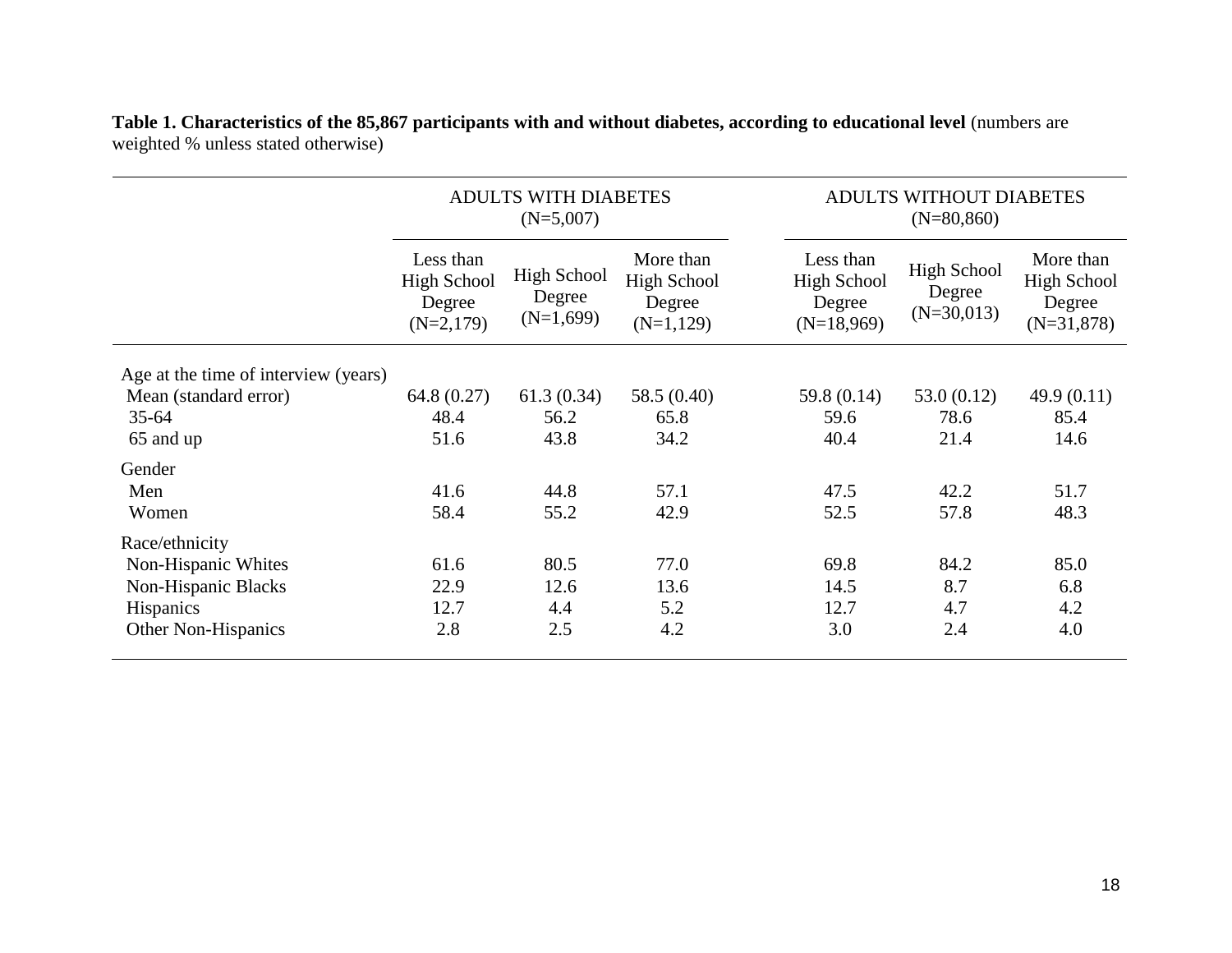**Table 1. Characteristics of the 85,867 participants with and without diabetes, according to educational level** (numbers are weighted % unless stated otherwise)

| | ADULTS WITH DIABETES (N=5,007) | | | ADULTS WITHOUT DIABETES (N=80,860) | | |
|---|---|---|---|---|---|---|
| | Less than High School Degree (N=2,179) | High School Degree (N=1,699) | More than High School Degree (N=1,129) | Less than High School Degree (N=18,969) | High School Degree (N=30,013) | More than High School Degree (N=31,878) |
| Age at the time of interview (years) | | | | | | |
| Mean (standard error) | 64.8 (0.27) | 61.3 (0.34) | 58.5 (0.40) | 59.8 (0.14) | 53.0 (0.12) | 49.9 (0.11) |
| 35-64 | 48.4 | 56.2 | 65.8 | 59.6 | 78.6 | 85.4 |
| 65 and up | 51.6 | 43.8 | 34.2 | 40.4 | 21.4 | 14.6 |
| Gender | | | | | | |
| Men | 41.6 | 44.8 | 57.1 | 47.5 | 42.2 | 51.7 |
| Women | 58.4 | 55.2 | 42.9 | 52.5 | 57.8 | 48.3 |
| Race/ethnicity | | | | | | |
| Non-Hispanic Whites | 61.6 | 80.5 | 77.0 | 69.8 | 84.2 | 85.0 |
| Non-Hispanic Blacks | 22.9 | 12.6 | 13.6 | 14.5 | 8.7 | 6.8 |
| Hispanics | 12.7 | 4.4 | 5.2 | 12.7 | 4.7 | 4.2 |
| Other Non-Hispanics | 2.8 | 2.5 | 4.2 | 3.0 | 2.4 | 4.0 |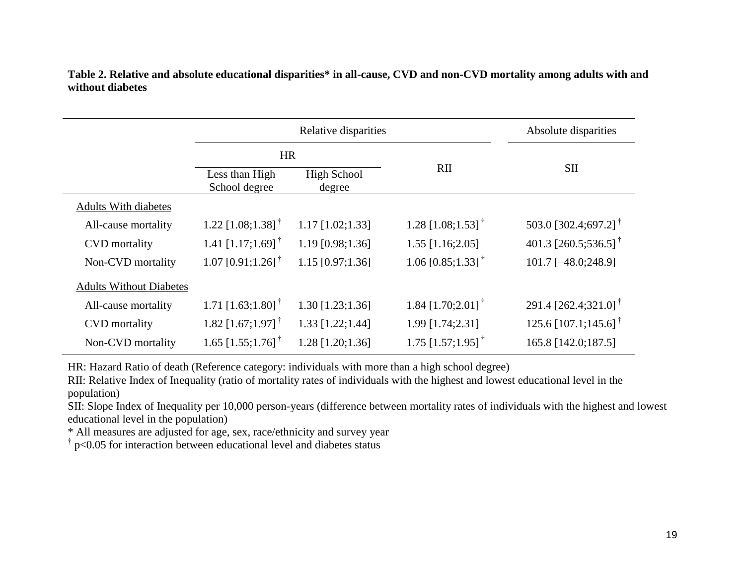**Table 2. Relative and absolute educational disparities* in all-cause, CVD and non-CVD mortality among adults with and without diabetes**

| | Relative disparities | | | Absolute disparities |
|---|---|---|---|---|
| | HR | | RII | SII |
| | Less than High School degree | High School degree | | |
| Adults With diabetes | | | | |
| All-cause mortality | 1.22 [1.08;1.38] † | 1.17 [1.02;1.33] | 1.28 [1.08;1.53] † | 503.0 [302.4;697.2] † |
| CVD mortality | 1.41 [1.17;1.69] † | 1.19 [0.98;1.36] | 1.55 [1.16;2.05] | 401.3 [260.5;536.5] † |
| Non-CVD mortality | 1.07 [0.91;1.26] † | 1.15 [0.97;1.36] | 1.06 [0.85;1.33] † | 101.7 [–48.0;248.9] |
| Adults Without Diabetes | | | | |
| All-cause mortality | 1.71 [1.63;1.80] † | 1.30 [1.23;1.36] | 1.84 [1.70;2.01] † | 291.4 [262.4;321.0] † |
| CVD mortality | 1.82 [1.67;1.97] † | 1.33 [1.22;1.44] | 1.99 [1.74;2.31] | 125.6 [107.1;145.6] † |
| Non-CVD mortality | 1.65 [1.55;1.76] † | 1.28 [1.20;1.36] | 1.75 [1.57;1.95] † | 165.8 [142.0;187.5] |

HR: Hazard Ratio of death (Reference category: individuals with more than a high school degree)
RII: Relative Index of Inequality (ratio of mortality rates of individuals with the highest and lowest educational level in the population)
SII: Slope Index of Inequality per 10,000 person-years (difference between mortality rates of individuals with the highest and lowest educational level in the population)
* All measures are adjusted for age, sex, race/ethnicity and survey year
† $p<0.05$ for interaction between educational level and diabetes status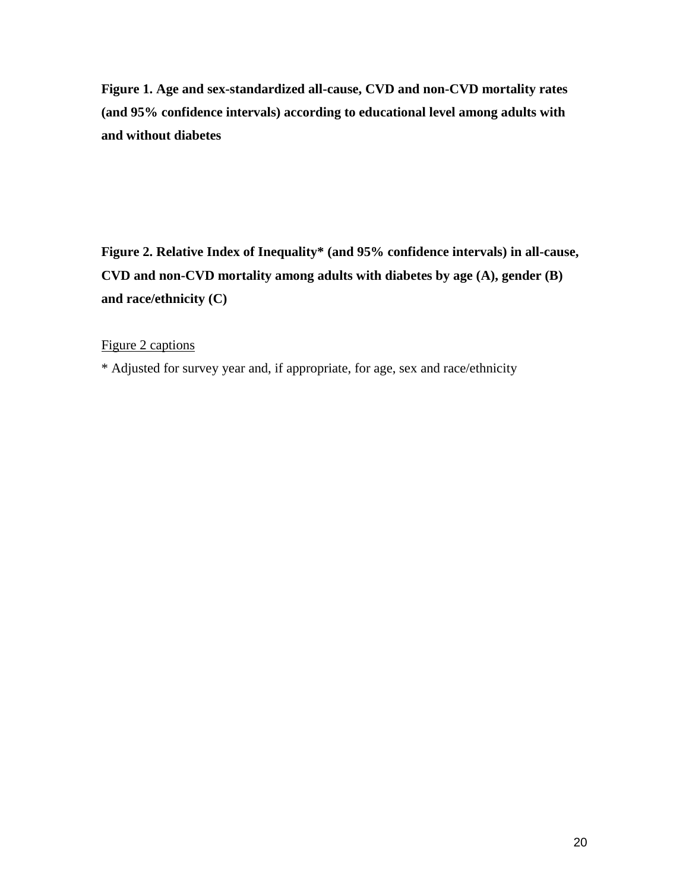**Figure 1. Age and sex-standardized all-cause, CVD and non-CVD mortality rates (and 95% confidence intervals) according to educational level among adults with and without diabetes**

**Figure 2. Relative Index of Inequality* (and 95% confidence intervals) in all-cause, CVD and non-CVD mortality among adults with diabetes by age (A), gender (B) and race/ethnicity (C)**

<u>Figure 2 captions</u>

* Adjusted for survey year and, if appropriate, for age, sex and race/ethnicity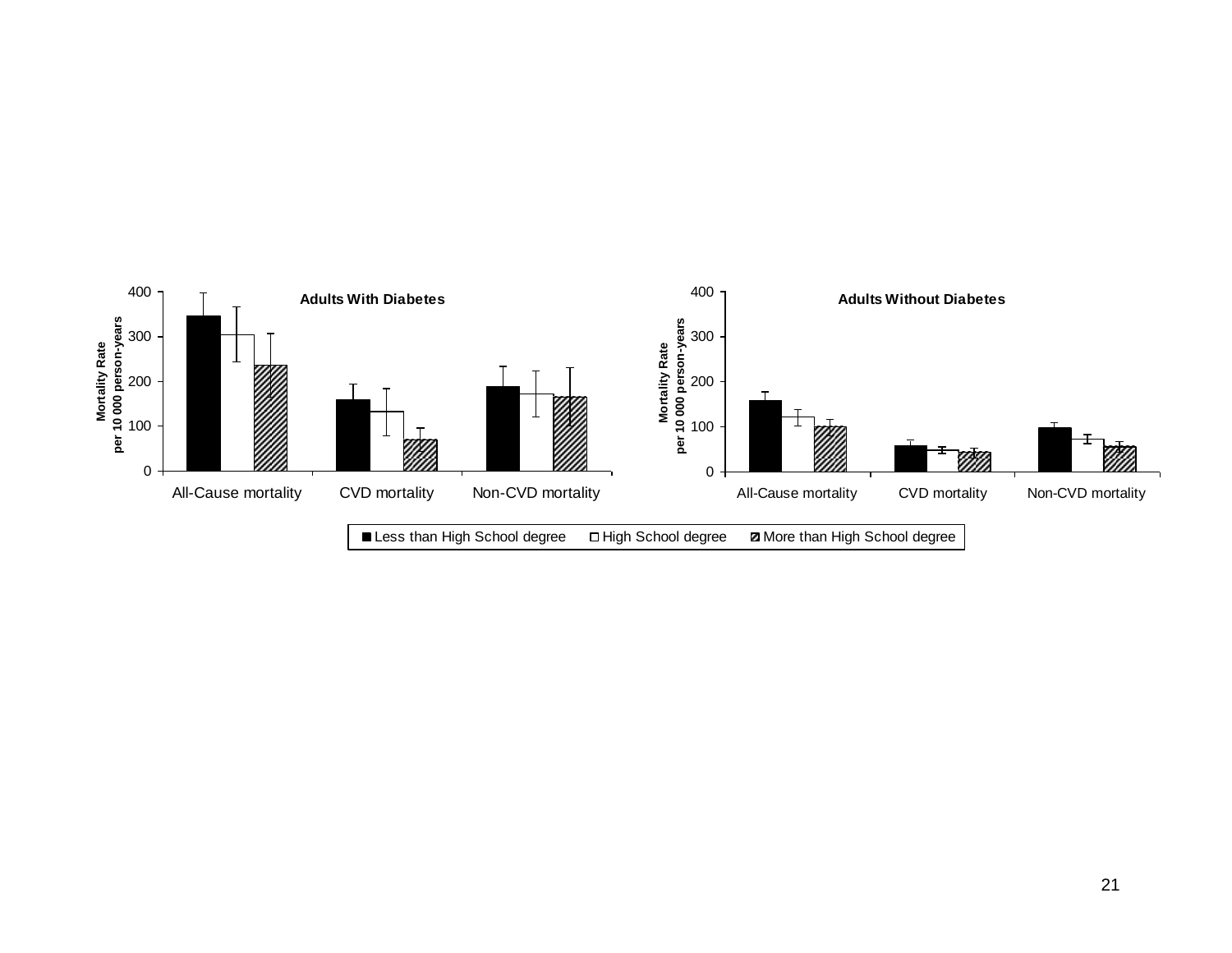Adults With Diabetes

Adults Without Diabetes

Mortality Rate per 10 000 person-years

All-Cause mortality | CVD mortality | Non-CVD mortality

■ Less than High School degree □ High School degree ▨ More than High School degree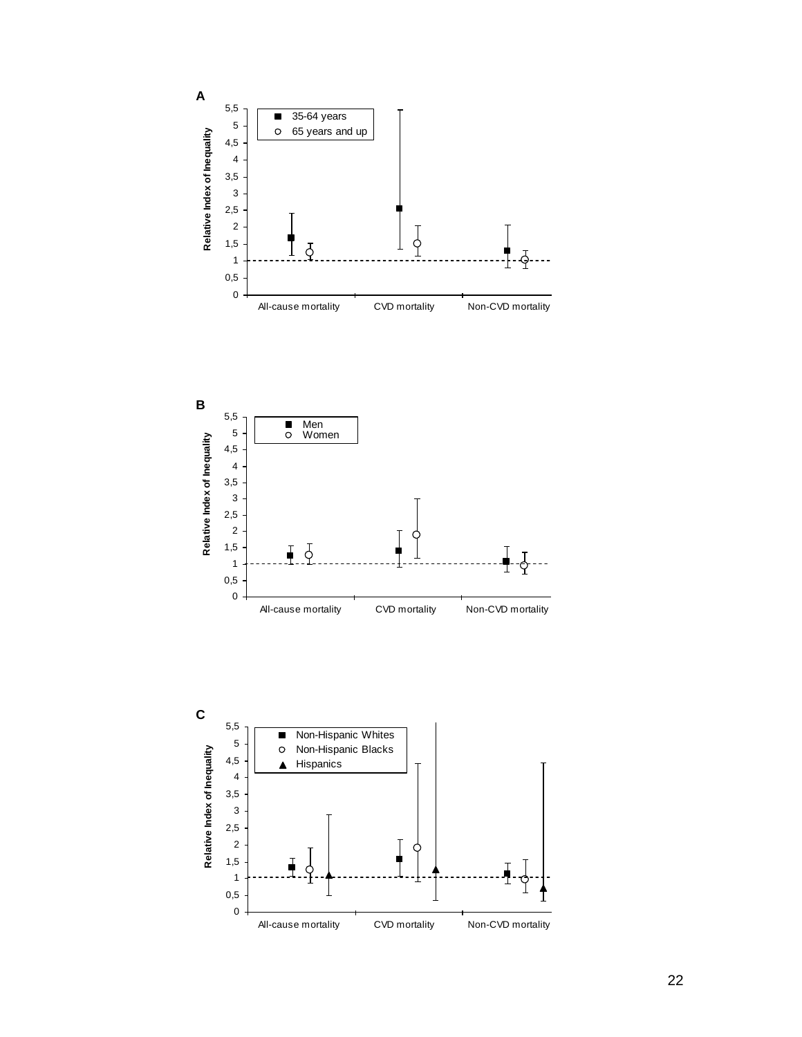A

5,5
5
4,5
4
3,5
3
2,5
2
1,5
1
0,5
0

Relative Index of Inequality

35-64 years
65 years and up

All-cause mortality
CVD mortality
Non-CVD mortality

B

5,5
5
4,5
4
3,5
3
2,5
2
1,5
1
0,5
0

Relative Index of Inequality

Men
Women

All-cause mortality
CVD mortality
Non-CVD mortality

C

5,5
5
4,5
4
3,5
3
2,5
2
1,5
1
0,5
0

Relative Index of Inequality

Non-Hispanic Whites
Non-Hispanic Blacks
Hispanics

All-cause mortality
CVD mortality
Non-CVD mortality